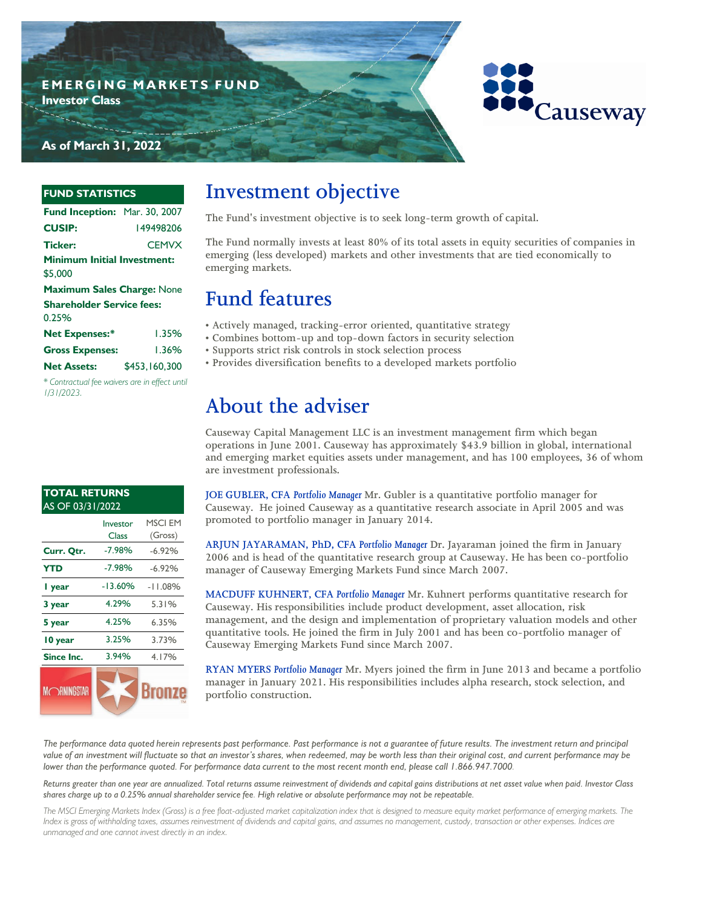# EMERGING MARKETS FUND

**Investor Class**

**As of March 31, 2022**

Causeway

## FUND STATISTICS

**Fund Inception:** Mar. 30, 2007

**CUSIP:** 149498206

**Ticker:** CEMVX

**Minimum Initial Investment:** $5,000

**Maximum Sales Charge:** None

**Shareholder Service fees:** 0.25%

**Net Expenses:*** 1.35%

**Gross Expenses:** 1.36%

**Net Assets:** $453,160,300

*\* Contractual fee waivers are in effect until 1/31/2023.*

## TOTAL RETURNS
AS OF 03/31/2022

| | Investor Class | MSCI EM (Gross) |
|---|---|---|
| **Curr. Qtr.** | -7.98% | -6.92% |
| **YTD** | -7.98% | -6.92% |
| **1 year** | -13.60% | -11.08% |
| **3 year** | 4.29% | 5.31% |
| **5 year** | 4.25% | 6.35% |
| **10 year** | 3.25% | 3.73% |
| **Since Inc.** | 3.94% | 4.17% |

MORNINGSTAR Bronze

# Investment objective

The Fund's investment objective is to seek long-term growth of capital.

The Fund normally invests at least 80% of its total assets in equity securities of companies in emerging (less developed) markets and other investments that are tied economically to emerging markets.

# Fund features

- Actively managed, tracking-error oriented, quantitative strategy
- Combines bottom-up and top-down factors in security selection
- Supports strict risk controls in stock selection process
- Provides diversification benefits to a developed markets portfolio

# About the adviser

Causeway Capital Management LLC is an investment management firm which began operations in June 2001. Causeway has approximately $43.9 billion in global, international and emerging market equities assets under management, and has 100 employees, 36 of whom are investment professionals.

**JOE GUBLER, CFA** *Portfolio Manager* Mr. Gubler is a quantitative portfolio manager for Causeway. He joined Causeway as a quantitative research associate in April 2005 and was promoted to portfolio manager in January 2014.

**ARJUN JAYARAMAN, PhD, CFA** *Portfolio Manager* Dr. Jayaraman joined the firm in January 2006 and is head of the quantitative research group at Causeway. He has been co-portfolio manager of Causeway Emerging Markets Fund since March 2007.

**MACDUFF KUHNERT, CFA** *Portfolio Manager* Mr. Kuhnert performs quantitative research for Causeway. His responsibilities include product development, asset allocation, risk management, and the design and implementation of proprietary valuation models and other quantitative tools. He joined the firm in July 2001 and has been co-portfolio manager of Causeway Emerging Markets Fund since March 2007.

**RYAN MYERS** *Portfolio Manager* Mr. Myers joined the firm in June 2013 and became a portfolio manager in January 2021. His responsibilities includes alpha research, stock selection, and portfolio construction.

*The performance data quoted herein represents past performance. Past performance is not a guarantee of future results. The investment return and principal value of an investment will fluctuate so that an investor's shares, when redeemed, may be worth less than their original cost, and current performance may be lower than the performance quoted. For performance data current to the most recent month end, please call 1.866.947.7000.*

*Returns greater than one year are annualized. Total returns assume reinvestment of dividends and capital gains distributions at net asset value when paid. Investor Class shares charge up to a 0.25% annual shareholder service fee. High relative or absolute performance may not be repeatable.*

*The MSCI Emerging Markets Index (Gross) is a free float-adjusted market capitalization index that is designed to measure equity market performance of emerging markets. The Index is gross of withholding taxes, assumes reinvestment of dividends and capital gains, and assumes no management, custody, transaction or other expenses. Indices are unmanaged and one cannot invest directly in an index.*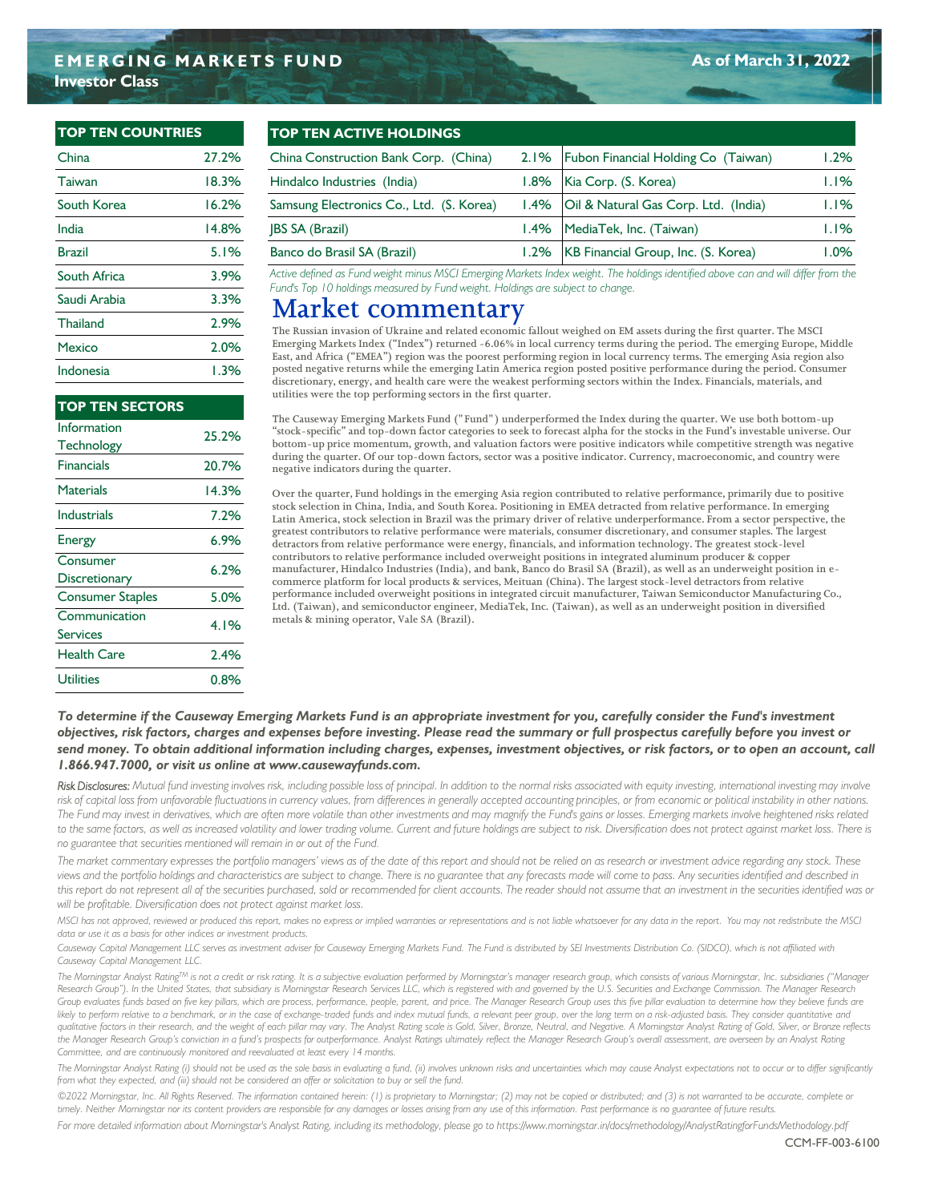# EMERGING MARKETS FUND

**Investor Class**

**As of March 31, 2022**

## TOP TEN COUNTRIES

| | |
|---|---|
| China | 27.2% |
| Taiwan | 18.3% |
| South Korea | 16.2% |
| India | 14.8% |
| Brazil | 5.1% |
| South Africa | 3.9% |
| Saudi Arabia | 3.3% |
| Thailand | 2.9% |
| Mexico | 2.0% |
| Indonesia | 1.3% |

## TOP TEN SECTORS

| | |
|---|---|
| Information Technology | 25.2% |
| Financials | 20.7% |
| Materials | 14.3% |
| Industrials | 7.2% |
| Energy | 6.9% |
| Consumer Discretionary | 6.2% |
| Consumer Staples | 5.0% |
| Communication Services | 4.1% |
| Health Care | 2.4% |
| Utilities | 0.8% |

## TOP TEN ACTIVE HOLDINGS

| | | | |
|---|---|---|---|
| China Construction Bank Corp. (China) | 2.1% | Fubon Financial Holding Co (Taiwan) | 1.2% |
| Hindalco Industries (India) | 1.8% | Kia Corp. (S. Korea) | 1.1% |
| Samsung Electronics Co., Ltd. (S. Korea) | 1.4% | Oil & Natural Gas Corp. Ltd. (India) | 1.1% |
| JBS SA (Brazil) | 1.4% | MediaTek, Inc. (Taiwan) | 1.1% |
| Banco do Brasil SA (Brazil) | 1.2% | KB Financial Group, Inc. (S. Korea) | 1.0% |

*Active defined as Fund weight minus MSCI Emerging Markets Index weight. The holdings identified above can and will differ from the Fund's Top 10 holdings measured by Fund weight. Holdings are subject to change.*

# Market commentary

The Russian invasion of Ukraine and related economic fallout weighed on EM assets during the first quarter. The MSCI Emerging Markets Index ("Index") returned -6.06% in local currency terms during the period. The emerging Europe, Middle East, and Africa ("EMEA") region was the poorest performing region in local currency terms. The emerging Asia region also posted negative returns while the emerging Latin America region posted positive performance during the period. Consumer discretionary, energy, and health care were the weakest performing sectors within the Index. Financials, materials, and utilities were the top performing sectors in the first quarter.

The Causeway Emerging Markets Fund ("Fund") underperformed the Index during the quarter. We use both bottom-up "stock-specific" and top-down factor categories to seek to forecast alpha for the stocks in the Fund's investable universe. Our bottom-up price momentum, growth, and valuation factors were positive indicators while competitive strength was negative during the quarter. Of our top-down factors, sector was a positive indicator. Currency, macroeconomic, and country were negative indicators during the quarter.

Over the quarter, Fund holdings in the emerging Asia region contributed to relative performance, primarily due to positive stock selection in China, India, and South Korea. Positioning in EMEA detracted from relative performance. In emerging Latin America, stock selection in Brazil was the primary driver of relative underperformance. From a sector perspective, the greatest contributors to relative performance were materials, consumer discretionary, and consumer staples. The largest detractors from relative performance were energy, financials, and information technology. The greatest stock-level contributors to relative performance included overweight positions in integrated aluminum producer & copper manufacturer, Hindalco Industries (India), and bank, Banco do Brasil SA (Brazil), as well as an underweight position in e-commerce platform for local products & services, Meituan (China). The largest stock-level detractors from relative performance included overweight positions in integrated circuit manufacturer, Taiwan Semiconductor Manufacturing Co., Ltd. (Taiwan), and semiconductor engineer, MediaTek, Inc. (Taiwan), as well as an underweight position in diversified metals & mining operator, Vale SA (Brazil).

***To determine if the Causeway Emerging Markets Fund is an appropriate investment for you, carefully consider the Fund's investment objectives, risk factors, charges and expenses before investing. Please read the summary or full prospectus carefully before you invest or send money. To obtain additional information including charges, expenses, investment objectives, or risk factors, or to open an account, call 1.866.947.7000, or visit us online at www.causewayfunds.com.***

*Risk Disclosures: Mutual fund investing involves risk, including possible loss of principal. In addition to the normal risks associated with equity investing, international investing may involve risk of capital loss from unfavorable fluctuations in currency values, from differences in generally accepted accounting principles, or from economic or political instability in other nations. The Fund may invest in derivatives, which are often more volatile than other investments and may magnify the Fund's gains or losses. Emerging markets involve heightened risks related to the same factors, as well as increased volatility and lower trading volume. Current and future holdings are subject to risk. Diversification does not protect against market loss. There is no guarantee that securities mentioned will remain in or out of the Fund.*

*The market commentary expresses the portfolio managers' views as of the date of this report and should not be relied on as research or investment advice regarding any stock. These views and the portfolio holdings and characteristics are subject to change. There is no guarantee that any forecasts made will come to pass. Any securities identified and described in this report do not represent all of the securities purchased, sold or recommended for client accounts. The reader should not assume that an investment in the securities identified was or will be profitable. Diversification does not protect against market loss.*

*MSCI has not approved, reviewed or produced this report, makes no express or implied warranties or representations and is not liable whatsoever for any data in the report. You may not redistribute the MSCI data or use it as a basis for other indices or investment products.*

*Causeway Capital Management LLC serves as investment adviser for Causeway Emerging Markets Fund. The Fund is distributed by SEI Investments Distribution Co. (SIDCO), which is not affiliated with Causeway Capital Management LLC.*

*The Morningstar Analyst Rating™ is not a credit or risk rating. It is a subjective evaluation performed by Morningstar's manager research group, which consists of various Morningstar, Inc. subsidiaries ("Manager Research Group"). In the United States, that subsidiary is Morningstar Research Services LLC, which is registered with and governed by the U.S. Securities and Exchange Commission. The Manager Research Group evaluates funds based on five key pillars, which are process, performance, people, parent, and price. The Manager Research Group uses this five pillar evaluation to determine how they believe funds are likely to perform relative to a benchmark, or in the case of exchange-traded funds and index mutual funds, a relevant peer group, over the long term on a risk-adjusted basis. They consider quantitative and qualitative factors in their research, and the weight of each pillar may vary. The Analyst Rating scale is Gold, Silver, Bronze, Neutral, and Negative. A Morningstar Analyst Rating of Gold, Silver, or Bronze reflects the Manager Research Group's conviction in a fund's prospects for outperformance. Analyst Ratings ultimately reflect the Manager Research Group's overall assessment, are overseen by an Analyst Rating Committee, and are continuously monitored and reevaluated at least every 14 months.*

*The Morningstar Analyst Rating (i) should not be used as the sole basis in evaluating a fund, (ii) involves unknown risks and uncertainties which may cause Analyst expectations not to occur or to differ significantly from what they expected, and (iii) should not be considered an offer or solicitation to buy or sell the fund.*

*©2022 Morningstar, Inc. All Rights Reserved. The information contained herein: (1) is proprietary to Morningstar; (2) may not be copied or distributed; and (3) is not warranted to be accurate, complete or timely. Neither Morningstar nor its content providers are responsible for any damages or losses arising from any use of this information. Past performance is no guarantee of future results.*

*For more detailed information about Morningstar's Analyst Rating, including its methodology, please go to https://www.morningstar.in/docs/methodology/AnalystRatingforFundsMethodology.pdf*

CCM-FF-003-6100